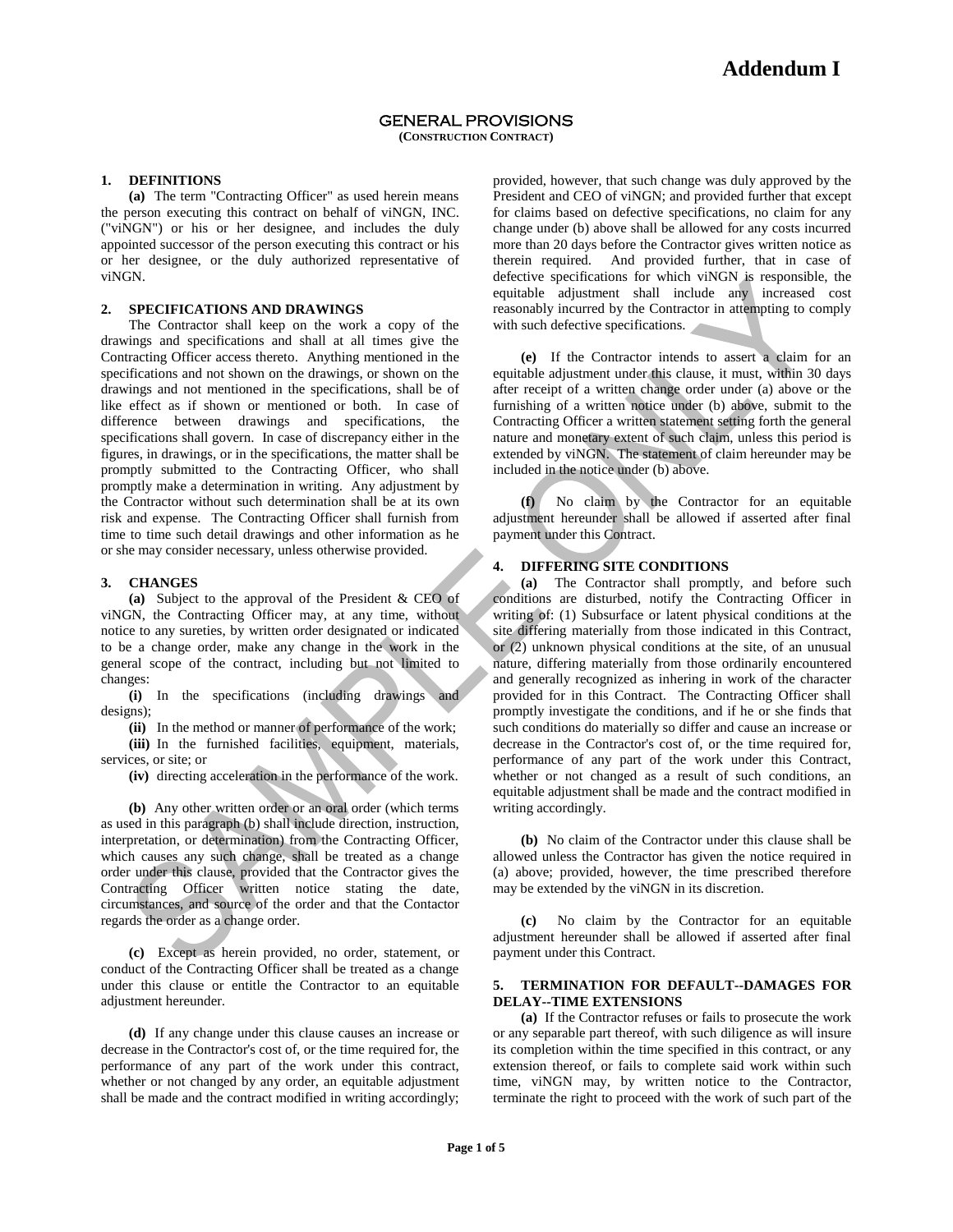# Addendum I

## GENERAL PROVISIONS
**(CONSTRUCTION CONTRACT)**

### 1. DEFINITIONS

**(a)** The term "Contracting Officer" as used herein means the person executing this contract on behalf of viNGN, INC. ("viNGN") or his or her designee, and includes the duly appointed successor of the person executing this contract or his or her designee, or the duly authorized representative of viNGN.

### 2. SPECIFICATIONS AND DRAWINGS

The Contractor shall keep on the work a copy of the drawings and specifications and shall at all times give the Contracting Officer access thereto. Anything mentioned in the specifications and not shown on the drawings, or shown on the drawings and not mentioned in the specifications, shall be of like effect as if shown or mentioned or both. In case of difference between drawings and specifications, the specifications shall govern. In case of discrepancy either in the figures, in drawings, or in the specifications, the matter shall be promptly submitted to the Contracting Officer, who shall promptly make a determination in writing. Any adjustment by the Contractor without such determination shall be at its own risk and expense. The Contracting Officer shall furnish from time to time such detail drawings and other information as he or she may consider necessary, unless otherwise provided.

### 3. CHANGES

**(a)** Subject to the approval of the President & CEO of viNGN, the Contracting Officer may, at any time, without notice to any sureties, by written order designated or indicated to be a change order, make any change in the work in the general scope of the contract, including but not limited to changes:

**(i)** In the specifications (including drawings and designs);

**(ii)** In the method or manner of performance of the work;

**(iii)** In the furnished facilities, equipment, materials, services, or site; or

**(iv)** directing acceleration in the performance of the work.

**(b)** Any other written order or an oral order (which terms as used in this paragraph (b) shall include direction, instruction, interpretation, or determination) from the Contracting Officer, which causes any such change, shall be treated as a change order under this clause, provided that the Contractor gives the Contracting Officer written notice stating the date, circumstances, and source of the order and that the Contactor regards the order as a change order.

**(c)** Except as herein provided, no order, statement, or conduct of the Contracting Officer shall be treated as a change under this clause or entitle the Contractor to an equitable adjustment hereunder.

**(d)** If any change under this clause causes an increase or decrease in the Contractor's cost of, or the time required for, the performance of any part of the work under this contract, whether or not changed by any order, an equitable adjustment shall be made and the contract modified in writing accordingly; provided, however, that such change was duly approved by the President and CEO of viNGN; and provided further that except for claims based on defective specifications, no claim for any change under (b) above shall be allowed for any costs incurred more than 20 days before the Contractor gives written notice as therein required. And provided further, that in case of defective specifications for which viNGN is responsible, the equitable adjustment shall include any increased cost reasonably incurred by the Contractor in attempting to comply with such defective specifications.

**(e)** If the Contractor intends to assert a claim for an equitable adjustment under this clause, it must, within 30 days after receipt of a written change order under (a) above or the furnishing of a written notice under (b) above, submit to the Contracting Officer a written statement setting forth the general nature and monetary extent of such claim, unless this period is extended by viNGN. The statement of claim hereunder may be included in the notice under (b) above.

**(f)** No claim by the Contractor for an equitable adjustment hereunder shall be allowed if asserted after final payment under this Contract.

### 4. DIFFERING SITE CONDITIONS

**(a)** The Contractor shall promptly, and before such conditions are disturbed, notify the Contracting Officer in writing of: (1) Subsurface or latent physical conditions at the site differing materially from those indicated in this Contract, or (2) unknown physical conditions at the site, of an unusual nature, differing materially from those ordinarily encountered and generally recognized as inhering in work of the character provided for in this Contract. The Contracting Officer shall promptly investigate the conditions, and if he or she finds that such conditions do materially so differ and cause an increase or decrease in the Contractor's cost of, or the time required for, performance of any part of the work under this Contract, whether or not changed as a result of such conditions, an equitable adjustment shall be made and the contract modified in writing accordingly.

**(b)** No claim of the Contractor under this clause shall be allowed unless the Contractor has given the notice required in (a) above; provided, however, the time prescribed therefore may be extended by the viNGN in its discretion.

**(c)** No claim by the Contractor for an equitable adjustment hereunder shall be allowed if asserted after final payment under this Contract.

### 5. TERMINATION FOR DEFAULT--DAMAGES FOR DELAY--TIME EXTENSIONS

**(a)** If the Contractor refuses or fails to prosecute the work or any separable part thereof, with such diligence as will insure its completion within the time specified in this contract, or any extension thereof, or fails to complete said work within such time, viNGN may, by written notice to the Contractor, terminate the right to proceed with the work of such part of the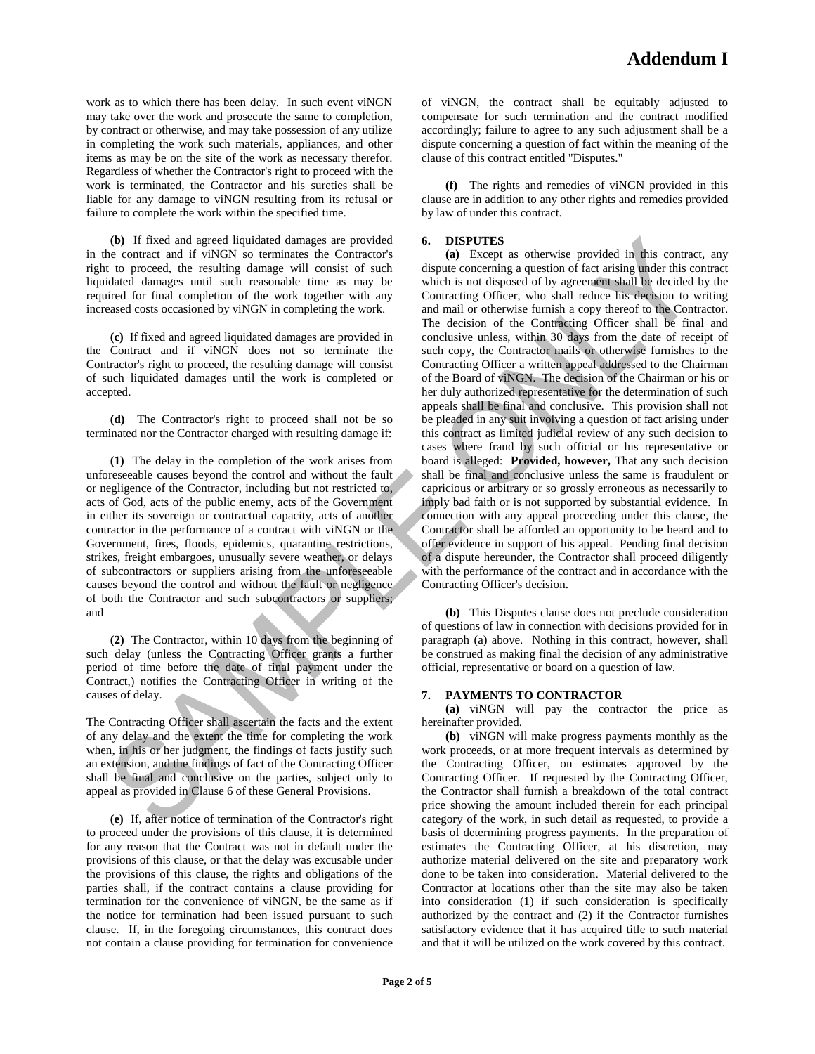work as to which there has been delay. In such event viNGN may take over the work and prosecute the same to completion, by contract or otherwise, and may take possession of any utilize in completing the work such materials, appliances, and other items as may be on the site of the work as necessary therefor. Regardless of whether the Contractor's right to proceed with the work is terminated, the Contractor and his sureties shall be liable for any damage to viNGN resulting from its refusal or failure to complete the work within the specified time.

**(b)** If fixed and agreed liquidated damages are provided in the contract and if viNGN so terminates the Contractor's right to proceed, the resulting damage will consist of such liquidated damages until such reasonable time as may be required for final completion of the work together with any increased costs occasioned by viNGN in completing the work.

**(c)** If fixed and agreed liquidated damages are provided in the Contract and if viNGN does not so terminate the Contractor's right to proceed, the resulting damage will consist of such liquidated damages until the work is completed or accepted.

**(d)** The Contractor's right to proceed shall not be so terminated nor the Contractor charged with resulting damage if:

**(1)** The delay in the completion of the work arises from unforeseeable causes beyond the control and without the fault or negligence of the Contractor, including but not restricted to, acts of God, acts of the public enemy, acts of the Government in either its sovereign or contractual capacity, acts of another contractor in the performance of a contract with viNGN or the Government, fires, floods, epidemics, quarantine restrictions, strikes, freight embargoes, unusually severe weather, or delays of subcontractors or suppliers arising from the unforeseeable causes beyond the control and without the fault or negligence of both the Contractor and such subcontractors or suppliers; and

**(2)** The Contractor, within 10 days from the beginning of such delay (unless the Contracting Officer grants a further period of time before the date of final payment under the Contract,) notifies the Contracting Officer in writing of the causes of delay.

The Contracting Officer shall ascertain the facts and the extent of any delay and the extent the time for completing the work when, in his or her judgment, the findings of facts justify such an extension, and the findings of fact of the Contracting Officer shall be final and conclusive on the parties, subject only to appeal as provided in Clause 6 of these General Provisions.

**(e)** If, after notice of termination of the Contractor's right to proceed under the provisions of this clause, it is determined for any reason that the Contract was not in default under the provisions of this clause, or that the delay was excusable under the provisions of this clause, the rights and obligations of the parties shall, if the contract contains a clause providing for termination for the convenience of viNGN, be the same as if the notice for termination had been issued pursuant to such clause. If, in the foregoing circumstances, this contract does not contain a clause providing for termination for convenience of viNGN, the contract shall be equitably adjusted to compensate for such termination and the contract modified accordingly; failure to agree to any such adjustment shall be a dispute concerning a question of fact within the meaning of the clause of this contract entitled "Disputes."

**(f)** The rights and remedies of viNGN provided in this clause are in addition to any other rights and remedies provided by law of under this contract.

## 6. DISPUTES

**(a)** Except as otherwise provided in this contract, any dispute concerning a question of fact arising under this contract which is not disposed of by agreement shall be decided by the Contracting Officer, who shall reduce his decision to writing and mail or otherwise furnish a copy thereof to the Contractor. The decision of the Contracting Officer shall be final and conclusive unless, within 30 days from the date of receipt of such copy, the Contractor mails or otherwise furnishes to the Contracting Officer a written appeal addressed to the Chairman of the Board of viNGN. The decision of the Chairman or his or her duly authorized representative for the determination of such appeals shall be final and conclusive. This provision shall not be pleaded in any suit involving a question of fact arising under this contract as limited judicial review of any such decision to cases where fraud by such official or his representative or board is alleged: **Provided, however,** That any such decision shall be final and conclusive unless the same is fraudulent or capricious or arbitrary or so grossly erroneous as necessarily to imply bad faith or is not supported by substantial evidence. In connection with any appeal proceeding under this clause, the Contractor shall be afforded an opportunity to be heard and to offer evidence in support of his appeal. Pending final decision of a dispute hereunder, the Contractor shall proceed diligently with the performance of the contract and in accordance with the Contracting Officer's decision.

**(b)** This Disputes clause does not preclude consideration of questions of law in connection with decisions provided for in paragraph (a) above. Nothing in this contract, however, shall be construed as making final the decision of any administrative official, representative or board on a question of law.

## 7. PAYMENTS TO CONTRACTOR

**(a)** viNGN will pay the contractor the price as hereinafter provided.

**(b)** viNGN will make progress payments monthly as the work proceeds, or at more frequent intervals as determined by the Contracting Officer, on estimates approved by the Contracting Officer. If requested by the Contracting Officer, the Contractor shall furnish a breakdown of the total contract price showing the amount included therein for each principal category of the work, in such detail as requested, to provide a basis of determining progress payments. In the preparation of estimates the Contracting Officer, at his discretion, may authorize material delivered on the site and preparatory work done to be taken into consideration. Material delivered to the Contractor at locations other than the site may also be taken into consideration (1) if such consideration is specifically authorized by the contract and (2) if the Contractor furnishes satisfactory evidence that it has acquired title to such material and that it will be utilized on the work covered by this contract.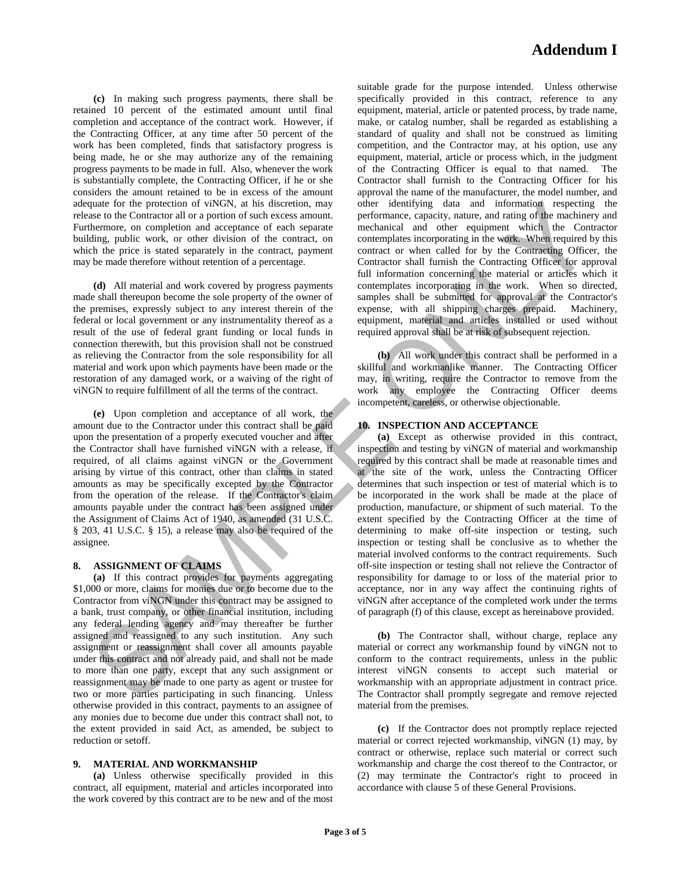**(c)** In making such progress payments, there shall be retained 10 percent of the estimated amount until final completion and acceptance of the contract work. However, if the Contracting Officer, at any time after 50 percent of the work has been completed, finds that satisfactory progress is being made, he or she may authorize any of the remaining progress payments to be made in full. Also, whenever the work is substantially complete, the Contracting Officer, if he or she considers the amount retained to be in excess of the amount adequate for the protection of viNGN, at his discretion, may release to the Contractor all or a portion of such excess amount. Furthermore, on completion and acceptance of each separate building, public work, or other division of the contract, on which the price is stated separately in the contract, payment may be made therefore without retention of a percentage.

**(d)** All material and work covered by progress payments made shall thereupon become the sole property of the owner of the premises, expressly subject to any interest therein of the federal or local government or any instrumentality thereof as a result of the use of federal grant funding or local funds in connection therewith, but this provision shall not be construed as relieving the Contractor from the sole responsibility for all material and work upon which payments have been made or the restoration of any damaged work, or a waiving of the right of viNGN to require fulfillment of all the terms of the contract.

**(e)** Upon completion and acceptance of all work, the amount due to the Contractor under this contract shall be paid upon the presentation of a properly executed voucher and after the Contractor shall have furnished viNGN with a release, if required, of all claims against viNGN or the Government arising by virtue of this contract, other than claims in stated amounts as may be specifically excepted by the Contractor from the operation of the release. If the Contractor's claim amounts payable under the contract has been assigned under the Assignment of Claims Act of 1940, as amended (31 U.S.C. § 203, 41 U.S.C. § 15), a release may also be required of the assignee.

## 8. ASSIGNMENT OF CLAIMS

**(a)** If this contract provides for payments aggregating $1,000 or more, claims for monies due or to become due to the Contractor from viNGN under this contract may be assigned to a bank, trust company, or other financial institution, including any federal lending agency and may thereafter be further assigned and reassigned to any such institution. Any such assignment or reassignment shall cover all amounts payable under this contract and not already paid, and shall not be made to more than one party, except that any such assignment or reassignment may be made to one party as agent or trustee for two or more parties participating in such financing. Unless otherwise provided in this contract, payments to an assignee of any monies due to become due under this contract shall not, to the extent provided in said Act, as amended, be subject to reduction or setoff.

## 9. MATERIAL AND WORKMANSHIP

**(a)** Unless otherwise specifically provided in this contract, all equipment, material and articles incorporated into the work covered by this contract are to be new and of the most suitable grade for the purpose intended. Unless otherwise specifically provided in this contract, reference to any equipment, material, article or patented process, by trade name, make, or catalog number, shall be regarded as establishing a standard of quality and shall not be construed as limiting competition, and the Contractor may, at his option, use any equipment, material, article or process which, in the judgment of the Contracting Officer is equal to that named. The Contractor shall furnish to the Contracting Officer for his approval the name of the manufacturer, the model number, and other identifying data and information respecting the performance, capacity, nature, and rating of the machinery and mechanical and other equipment which the Contractor contemplates incorporating in the work. When required by this contract or when called for by the Contracting Officer, the Contractor shall furnish the Contracting Officer for approval full information concerning the material or articles which it contemplates incorporating in the work. When so directed, samples shall be submitted for approval at the Contractor's expense, with all shipping charges prepaid. Machinery, equipment, material and articles installed or used without required approval shall be at risk of subsequent rejection.

**(b)** All work under this contract shall be performed in a skillful and workmanlike manner. The Contracting Officer may, in writing, require the Contractor to remove from the work any employee the Contracting Officer deems incompetent, careless, or otherwise objectionable.

## 10. INSPECTION AND ACCEPTANCE

**(a)** Except as otherwise provided in this contract, inspection and testing by viNGN of material and workmanship required by this contract shall be made at reasonable times and at the site of the work, unless the Contracting Officer determines that such inspection or test of material which is to be incorporated in the work shall be made at the place of production, manufacture, or shipment of such material. To the extent specified by the Contracting Officer at the time of determining to make off-site inspection or testing, such inspection or testing shall be conclusive as to whether the material involved conforms to the contract requirements. Such off-site inspection or testing shall not relieve the Contractor of responsibility for damage to or loss of the material prior to acceptance, nor in any way affect the continuing rights of viNGN after acceptance of the completed work under the terms of paragraph (f) of this clause, except as hereinabove provided.

**(b)** The Contractor shall, without charge, replace any material or correct any workmanship found by viNGN not to conform to the contract requirements, unless in the public interest viNGN consents to accept such material or workmanship with an appropriate adjustment in contract price. The Contractor shall promptly segregate and remove rejected material from the premises.

**(c)** If the Contractor does not promptly replace rejected material or correct rejected workmanship, viNGN (1) may, by contract or otherwise, replace such material or correct such workmanship and charge the cost thereof to the Contractor, or (2) may terminate the Contractor's right to proceed in accordance with clause 5 of these General Provisions.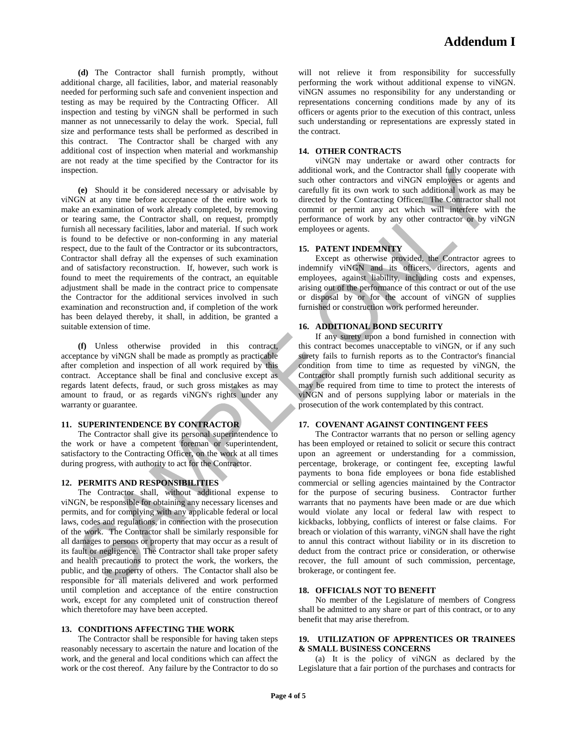**(d)** The Contractor shall furnish promptly, without additional charge, all facilities, labor, and material reasonably needed for performing such safe and convenient inspection and testing as may be required by the Contracting Officer. All inspection and testing by viNGN shall be performed in such manner as not unnecessarily to delay the work. Special, full size and performance tests shall be performed as described in this contract. The Contractor shall be charged with any additional cost of inspection when material and workmanship are not ready at the time specified by the Contractor for its inspection.

**(e)** Should it be considered necessary or advisable by viNGN at any time before acceptance of the entire work to make an examination of work already completed, by removing or tearing same, the Contractor shall, on request, promptly furnish all necessary facilities, labor and material. If such work is found to be defective or non-conforming in any material respect, due to the fault of the Contractor or its subcontractors, Contractor shall defray all the expenses of such examination and of satisfactory reconstruction. If, however, such work is found to meet the requirements of the contract, an equitable adjustment shall be made in the contract price to compensate the Contractor for the additional services involved in such examination and reconstruction and, if completion of the work has been delayed thereby, it shall, in addition, be granted a suitable extension of time.

**(f)** Unless otherwise provided in this contract, acceptance by viNGN shall be made as promptly as practicable after completion and inspection of all work required by this contract. Acceptance shall be final and conclusive except as regards latent defects, fraud, or such gross mistakes as may amount to fraud, or as regards viNGN's rights under any warranty or guarantee.

### 11. SUPERINTENDENCE BY CONTRACTOR

The Contractor shall give its personal superintendence to the work or have a competent foreman or superintendent, satisfactory to the Contracting Officer, on the work at all times during progress, with authority to act for the Contractor.

### 12. PERMITS AND RESPONSIBILITIES

The Contractor shall, without additional expense to viNGN, be responsible for obtaining any necessary licenses and permits, and for complying with any applicable federal or local laws, codes and regulations, in connection with the prosecution of the work. The Contractor shall be similarly responsible for all damages to persons or property that may occur as a result of its fault or negligence. The Contractor shall take proper safety and health precautions to protect the work, the workers, the public, and the property of others. The Contactor shall also be responsible for all materials delivered and work performed until completion and acceptance of the entire construction work, except for any completed unit of construction thereof which theretofore may have been accepted.

### 13. CONDITIONS AFFECTING THE WORK

The Contractor shall be responsible for having taken steps reasonably necessary to ascertain the nature and location of the work, and the general and local conditions which can affect the work or the cost thereof. Any failure by the Contractor to do so will not relieve it from responsibility for successfully performing the work without additional expense to viNGN. viNGN assumes no responsibility for any understanding or representations concerning conditions made by any of its officers or agents prior to the execution of this contract, unless such understanding or representations are expressly stated in the contract.

### 14. OTHER CONTRACTS

viNGN may undertake or award other contracts for additional work, and the Contractor shall fully cooperate with such other contractors and viNGN employees or agents and carefully fit its own work to such additional work as may be directed by the Contracting Officer. The Contractor shall not commit or permit any act which will interfere with the performance of work by any other contractor or by viNGN employees or agents.

### 15. PATENT INDEMNITY

Except as otherwise provided, the Contractor agrees to indemnify viNGN and its officers, directors, agents and employees, against liability, including costs and expenses, arising out of the performance of this contract or out of the use or disposal by or for the account of viNGN of supplies furnished or construction work performed hereunder.

### 16. ADDITIONAL BOND SECURITY

If any surety upon a bond furnished in connection with this contract becomes unacceptable to viNGN, or if any such surety fails to furnish reports as to the Contractor's financial condition from time to time as requested by viNGN, the Contractor shall promptly furnish such additional security as may be required from time to time to protect the interests of viNGN and of persons supplying labor or materials in the prosecution of the work contemplated by this contract.

### 17. COVENANT AGAINST CONTINGENT FEES

The Contractor warrants that no person or selling agency has been employed or retained to solicit or secure this contract upon an agreement or understanding for a commission, percentage, brokerage, or contingent fee, excepting lawful payments to bona fide employees or bona fide established commercial or selling agencies maintained by the Contractor for the purpose of securing business. Contractor further warrants that no payments have been made or are due which would violate any local or federal law with respect to kickbacks, lobbying, conflicts of interest or false claims. For breach or violation of this warranty, viNGN shall have the right to annul this contract without liability or in its discretion to deduct from the contract price or consideration, or otherwise recover, the full amount of such commission, percentage, brokerage, or contingent fee.

### 18. OFFICIALS NOT TO BENEFIT

No member of the Legislature of members of Congress shall be admitted to any share or part of this contract, or to any benefit that may arise therefrom.

### 19. UTILIZATION OF APPRENTICES OR TRAINEES & SMALL BUSINESS CONCERNS

(a) It is the policy of viNGN as declared by the Legislature that a fair portion of the purchases and contracts for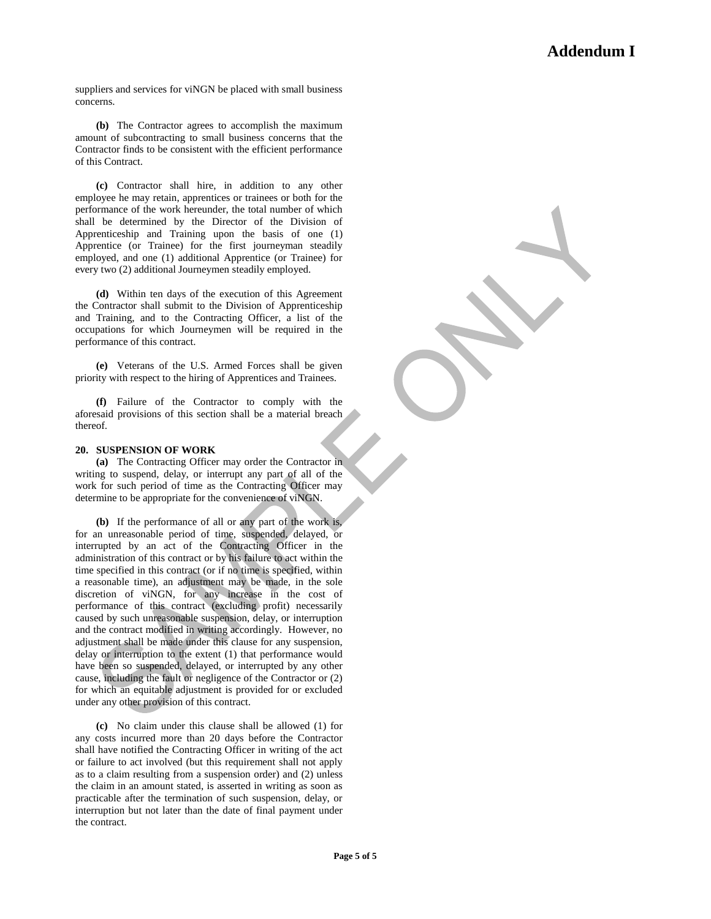suppliers and services for viNGN be placed with small business concerns.

**(b)** The Contractor agrees to accomplish the maximum amount of subcontracting to small business concerns that the Contractor finds to be consistent with the efficient performance of this Contract.

**(c)** Contractor shall hire, in addition to any other employee he may retain, apprentices or trainees or both for the performance of the work hereunder, the total number of which shall be determined by the Director of the Division of Apprenticeship and Training upon the basis of one (1) Apprentice (or Trainee) for the first journeyman steadily employed, and one (1) additional Apprentice (or Trainee) for every two (2) additional Journeymen steadily employed.

**(d)** Within ten days of the execution of this Agreement the Contractor shall submit to the Division of Apprenticeship and Training, and to the Contracting Officer, a list of the occupations for which Journeymen will be required in the performance of this contract.

**(e)** Veterans of the U.S. Armed Forces shall be given priority with respect to the hiring of Apprentices and Trainees.

**(f)** Failure of the Contractor to comply with the aforesaid provisions of this section shall be a material breach thereof.

**20. SUSPENSION OF WORK**

**(a)** The Contracting Officer may order the Contractor in writing to suspend, delay, or interrupt any part of all of the work for such period of time as the Contracting Officer may determine to be appropriate for the convenience of viNGN.

**(b)** If the performance of all or any part of the work is, for an unreasonable period of time, suspended, delayed, or interrupted by an act of the Contracting Officer in the administration of this contract or by his failure to act within the time specified in this contract (or if no time is specified, within a reasonable time), an adjustment may be made, in the sole discretion of viNGN, for any increase in the cost of performance of this contract (excluding profit) necessarily caused by such unreasonable suspension, delay, or interruption and the contract modified in writing accordingly. However, no adjustment shall be made under this clause for any suspension, delay or interruption to the extent (1) that performance would have been so suspended, delayed, or interrupted by any other cause, including the fault or negligence of the Contractor or (2) for which an equitable adjustment is provided for or excluded under any other provision of this contract.

**(c)** No claim under this clause shall be allowed (1) for any costs incurred more than 20 days before the Contractor shall have notified the Contracting Officer in writing of the act or failure to act involved (but this requirement shall not apply as to a claim resulting from a suspension order) and (2) unless the claim in an amount stated, is asserted in writing as soon as practicable after the termination of such suspension, delay, or interruption but not later than the date of final payment under the contract.